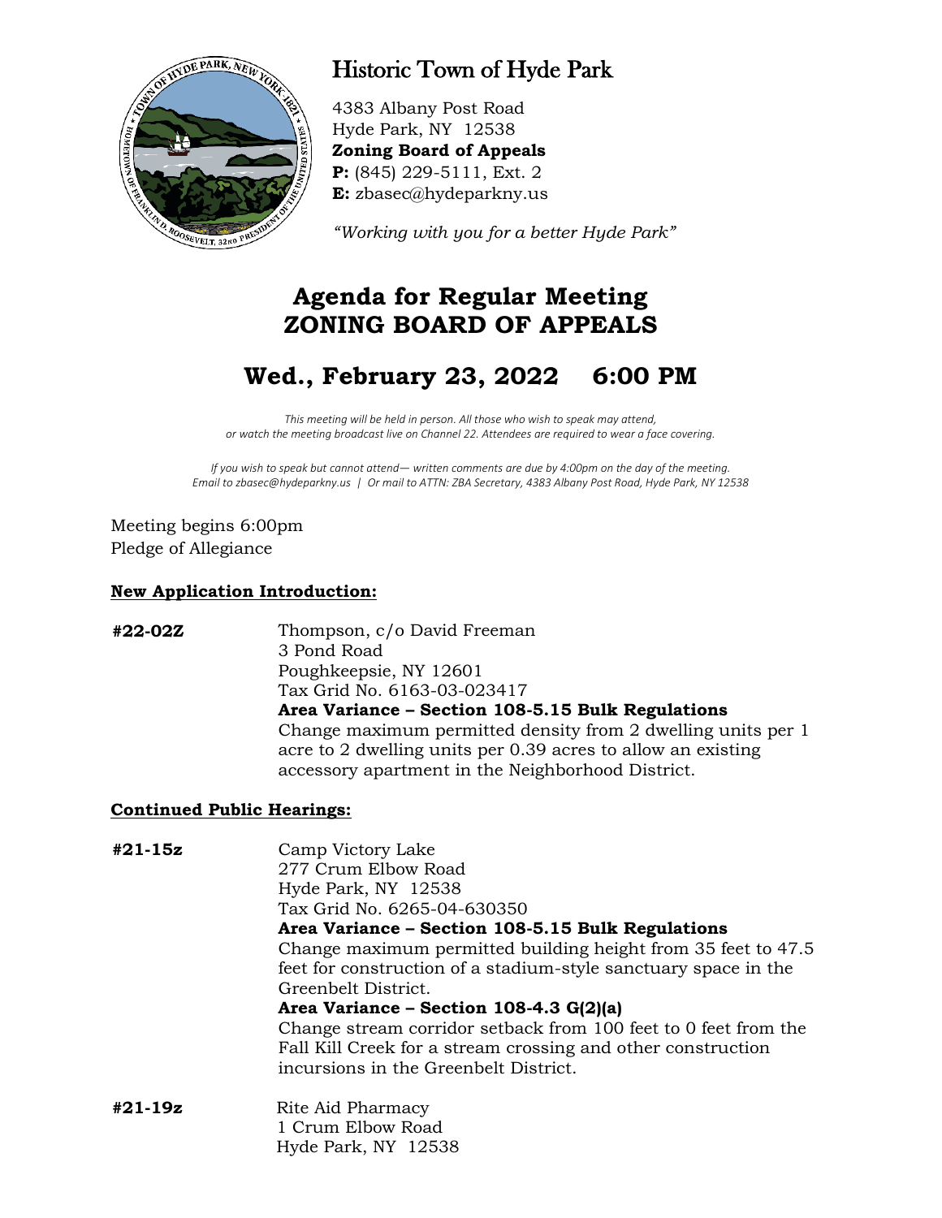# Historic Town of Hyde Park

4383 Albany Post Road
Hyde Park, NY 12538
**Zoning Board of Appeals**
**P:** (845) 229-5111, Ext. 2
**E:** zbasec@hydeparkny.us

*"Working with you for a better Hyde Park"*

## Agenda for Regular Meeting
## ZONING BOARD OF APPEALS

## Wed., February 23, 2022 6:00 PM

*This meeting will be held in person. All those who wish to speak may attend, or watch the meeting broadcast live on Channel 22. Attendees are required to wear a face covering.*

*If you wish to speak but cannot attend— written comments are due by 4:00pm on the day of the meeting. Email to zbasec@hydeparkny.us | Or mail to ATTN: ZBA Secretary, 4383 Albany Post Road, Hyde Park, NY 12538*

Meeting begins 6:00pm
Pledge of Allegiance

**New Application Introduction:**

**#22-02Z**
Thompson, c/o David Freeman
3 Pond Road
Poughkeepsie, NY 12601
Tax Grid No. 6163-03-023417
**Area Variance – Section 108-5.15 Bulk Regulations**
Change maximum permitted density from 2 dwelling units per 1 acre to 2 dwelling units per 0.39 acres to allow an existing accessory apartment in the Neighborhood District.

**Continued Public Hearings:**

**#21-15z**
Camp Victory Lake
277 Crum Elbow Road
Hyde Park, NY 12538
Tax Grid No. 6265-04-630350
**Area Variance – Section 108-5.15 Bulk Regulations**
Change maximum permitted building height from 35 feet to 47.5 feet for construction of a stadium-style sanctuary space in the Greenbelt District.
**Area Variance – Section 108-4.3 G(2)(a)**
Change stream corridor setback from 100 feet to 0 feet from the Fall Kill Creek for a stream crossing and other construction incursions in the Greenbelt District.

**#21-19z**
Rite Aid Pharmacy
1 Crum Elbow Road
Hyde Park, NY 12538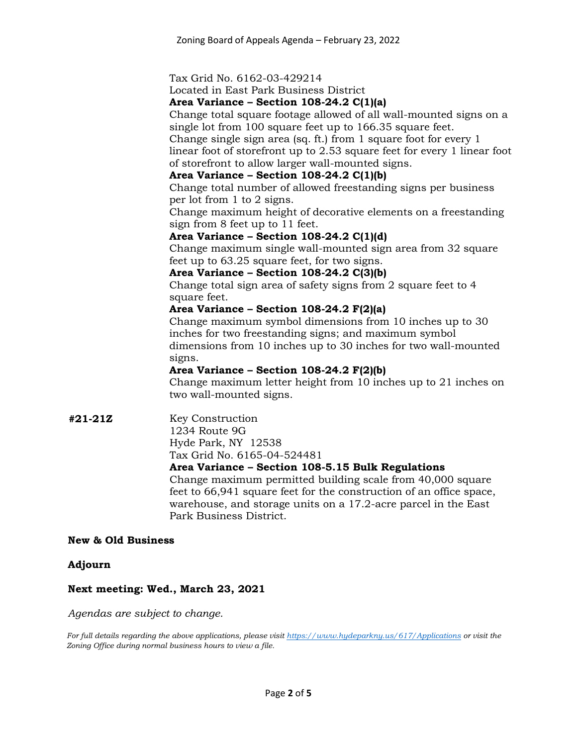Tax Grid No. 6162-03-429214
Located in East Park Business District

**Area Variance – Section 108-24.2 C(1)(a)**
Change total square footage allowed of all wall-mounted signs on a single lot from 100 square feet up to 166.35 square feet.
Change single sign area (sq. ft.) from 1 square foot for every 1 linear foot of storefront up to 2.53 square feet for every 1 linear foot of storefront to allow larger wall-mounted signs.

**Area Variance – Section 108-24.2 C(1)(b)**
Change total number of allowed freestanding signs per business per lot from 1 to 2 signs.
Change maximum height of decorative elements on a freestanding sign from 8 feet up to 11 feet.

**Area Variance – Section 108-24.2 C(1)(d)**
Change maximum single wall-mounted sign area from 32 square feet up to 63.25 square feet, for two signs.

**Area Variance – Section 108-24.2 C(3)(b)**
Change total sign area of safety signs from 2 square feet to 4 square feet.

**Area Variance – Section 108-24.2 F(2)(a)**
Change maximum symbol dimensions from 10 inches up to 30 inches for two freestanding signs; and maximum symbol dimensions from 10 inches up to 30 inches for two wall-mounted signs.

**Area Variance – Section 108-24.2 F(2)(b)**
Change maximum letter height from 10 inches up to 21 inches on two wall-mounted signs.

**#21-21Z**

Key Construction
1234 Route 9G
Hyde Park, NY 12538
Tax Grid No. 6165-04-524481

**Area Variance – Section 108-5.15 Bulk Regulations**
Change maximum permitted building scale from 40,000 square feet to 66,941 square feet for the construction of an office space, warehouse, and storage units on a 17.2-acre parcel in the East Park Business District.

**New & Old Business**

**Adjourn**

**Next meeting: Wed., March 23, 2021**

*Agendas are subject to change.*

*For full details regarding the above applications, please visit https://www.hydeparkny.us/617/Applications or visit the Zoning Office during normal business hours to view a file.*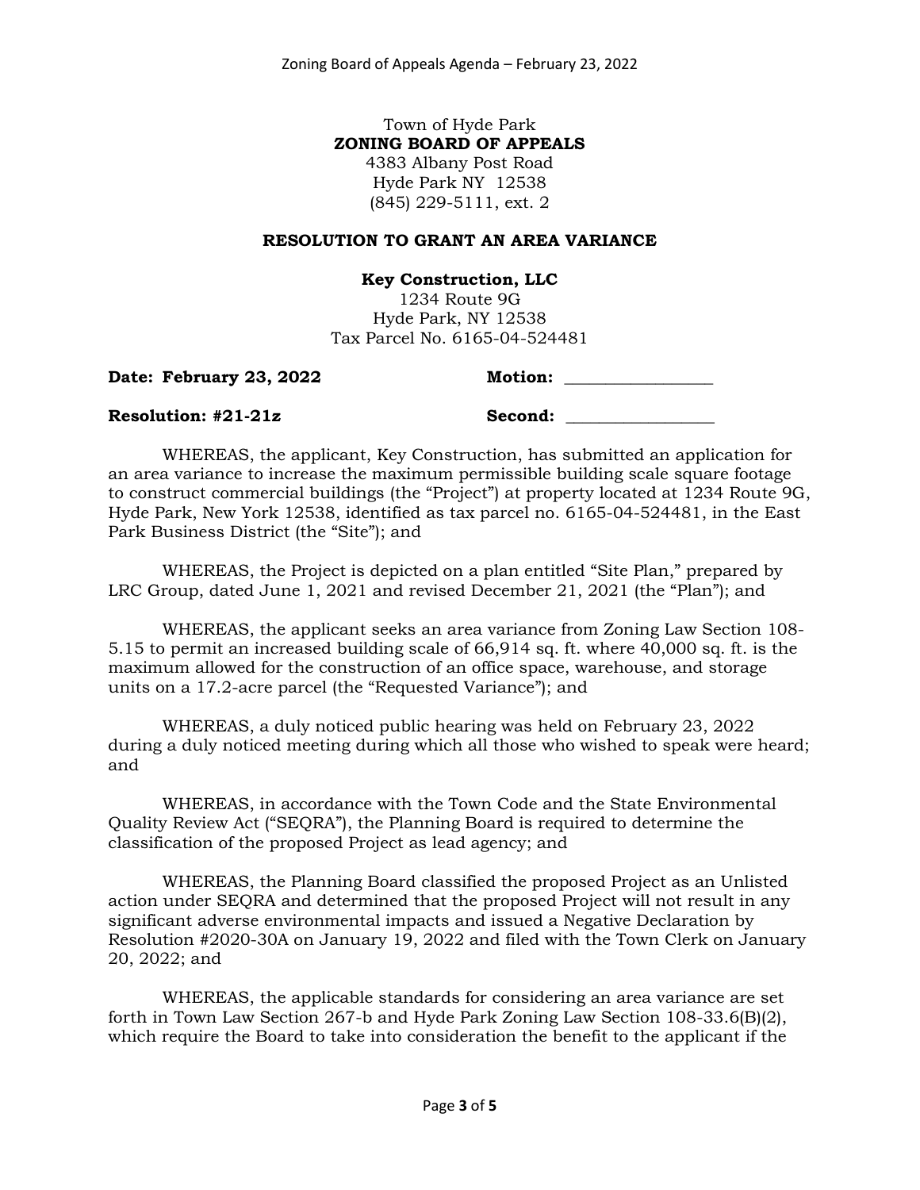Town of Hyde Park
**ZONING BOARD OF APPEALS**
4383 Albany Post Road
Hyde Park NY 12538
(845) 229-5111, ext. 2

**RESOLUTION TO GRANT AN AREA VARIANCE**

**Key Construction, LLC**
1234 Route 9G
Hyde Park, NY 12538
Tax Parcel No. 6165-04-524481

**Date: February 23, 2022** **Motion:** _________________

**Resolution: #21-21z** **Second:** _________________

WHEREAS, the applicant, Key Construction, has submitted an application for an area variance to increase the maximum permissible building scale square footage to construct commercial buildings (the "Project") at property located at 1234 Route 9G, Hyde Park, New York 12538, identified as tax parcel no. 6165-04-524481, in the East Park Business District (the "Site"); and

WHEREAS, the Project is depicted on a plan entitled "Site Plan," prepared by LRC Group, dated June 1, 2021 and revised December 21, 2021 (the "Plan"); and

WHEREAS, the applicant seeks an area variance from Zoning Law Section 108-5.15 to permit an increased building scale of 66,914 sq. ft. where 40,000 sq. ft. is the maximum allowed for the construction of an office space, warehouse, and storage units on a 17.2-acre parcel (the "Requested Variance"); and

WHEREAS, a duly noticed public hearing was held on February 23, 2022 during a duly noticed meeting during which all those who wished to speak were heard; and

WHEREAS, in accordance with the Town Code and the State Environmental Quality Review Act ("SEQRA"), the Planning Board is required to determine the classification of the proposed Project as lead agency; and

WHEREAS, the Planning Board classified the proposed Project as an Unlisted action under SEQRA and determined that the proposed Project will not result in any significant adverse environmental impacts and issued a Negative Declaration by Resolution #2020-30A on January 19, 2022 and filed with the Town Clerk on January 20, 2022; and

WHEREAS, the applicable standards for considering an area variance are set forth in Town Law Section 267-b and Hyde Park Zoning Law Section 108-33.6(B)(2), which require the Board to take into consideration the benefit to the applicant if the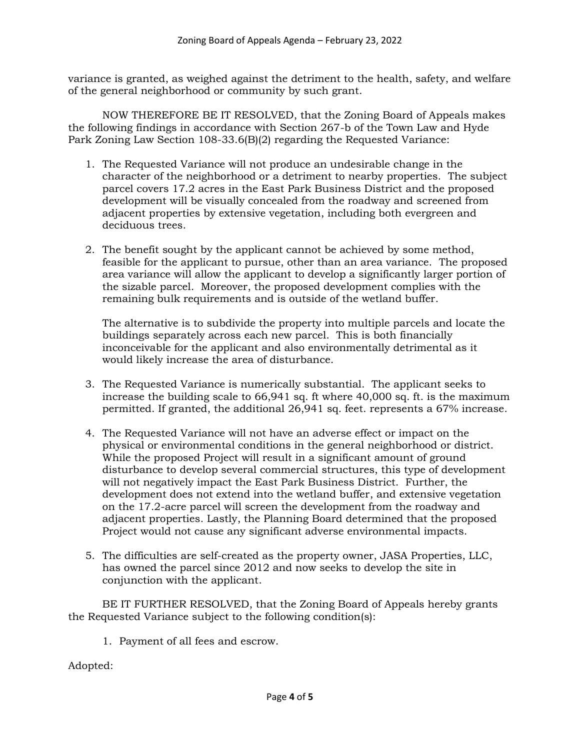variance is granted, as weighed against the detriment to the health, safety, and welfare of the general neighborhood or community by such grant.

NOW THEREFORE BE IT RESOLVED, that the Zoning Board of Appeals makes the following findings in accordance with Section 267-b of the Town Law and Hyde Park Zoning Law Section 108-33.6(B)(2) regarding the Requested Variance:

1. The Requested Variance will not produce an undesirable change in the character of the neighborhood or a detriment to nearby properties. The subject parcel covers 17.2 acres in the East Park Business District and the proposed development will be visually concealed from the roadway and screened from adjacent properties by extensive vegetation, including both evergreen and deciduous trees.

2. The benefit sought by the applicant cannot be achieved by some method, feasible for the applicant to pursue, other than an area variance. The proposed area variance will allow the applicant to develop a significantly larger portion of the sizable parcel. Moreover, the proposed development complies with the remaining bulk requirements and is outside of the wetland buffer.

   The alternative is to subdivide the property into multiple parcels and locate the buildings separately across each new parcel. This is both financially inconceivable for the applicant and also environmentally detrimental as it would likely increase the area of disturbance.

3. The Requested Variance is numerically substantial. The applicant seeks to increase the building scale to 66,941 sq. ft where 40,000 sq. ft. is the maximum permitted. If granted, the additional 26,941 sq. feet. represents a 67% increase.

4. The Requested Variance will not have an adverse effect or impact on the physical or environmental conditions in the general neighborhood or district. While the proposed Project will result in a significant amount of ground disturbance to develop several commercial structures, this type of development will not negatively impact the East Park Business District. Further, the development does not extend into the wetland buffer, and extensive vegetation on the 17.2-acre parcel will screen the development from the roadway and adjacent properties. Lastly, the Planning Board determined that the proposed Project would not cause any significant adverse environmental impacts.

5. The difficulties are self-created as the property owner, JASA Properties, LLC, has owned the parcel since 2012 and now seeks to develop the site in conjunction with the applicant.

BE IT FURTHER RESOLVED, that the Zoning Board of Appeals hereby grants the Requested Variance subject to the following condition(s):

1. Payment of all fees and escrow.

Adopted: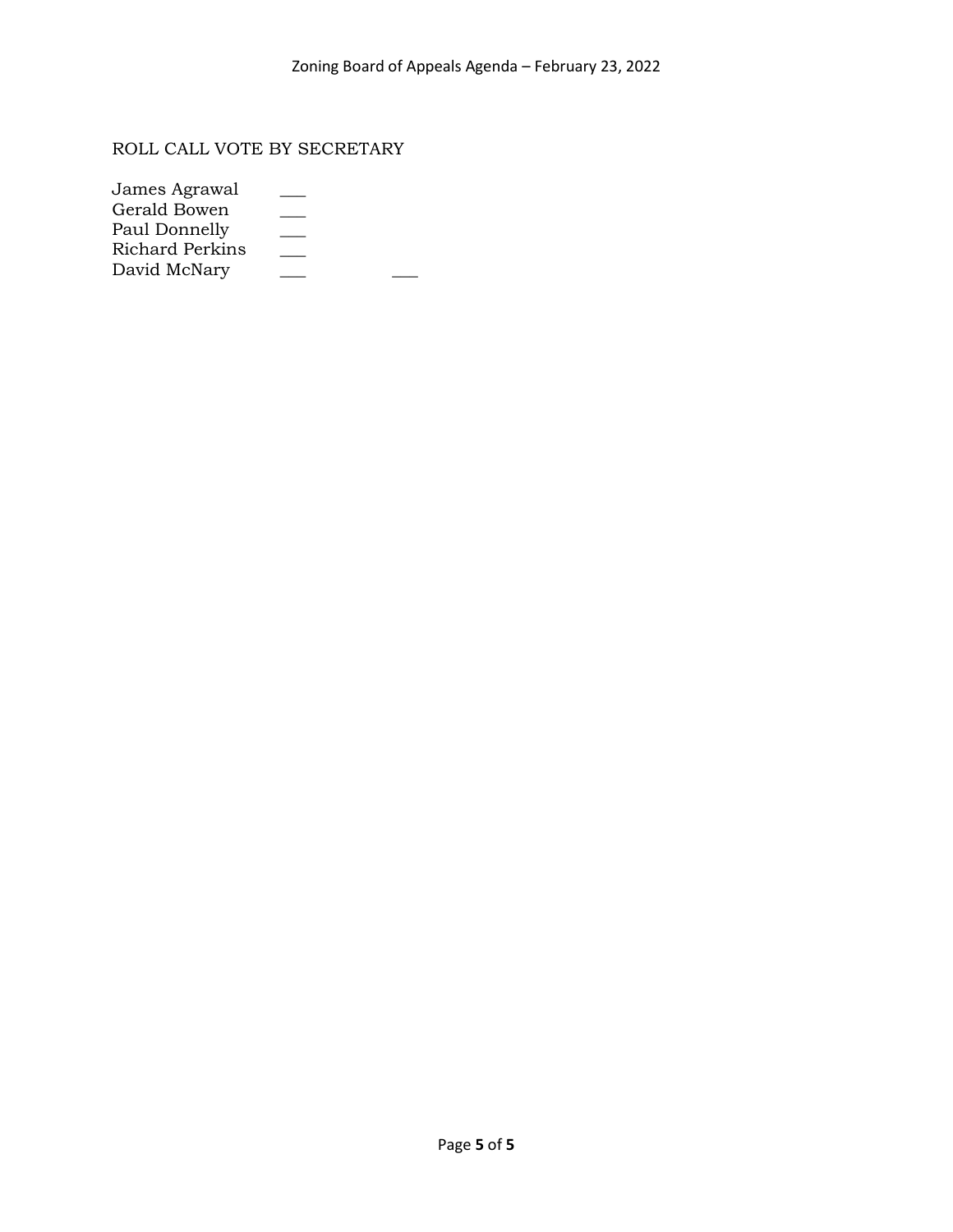ROLL CALL VOTE BY SECRETARY

| | | |
|---|---|---|
| James Agrawal | ___ | |
| Gerald Bowen | ___ | |
| Paul Donnelly | ___ | |
| Richard Perkins | ___ | |
| David McNary | ___ | ___ |